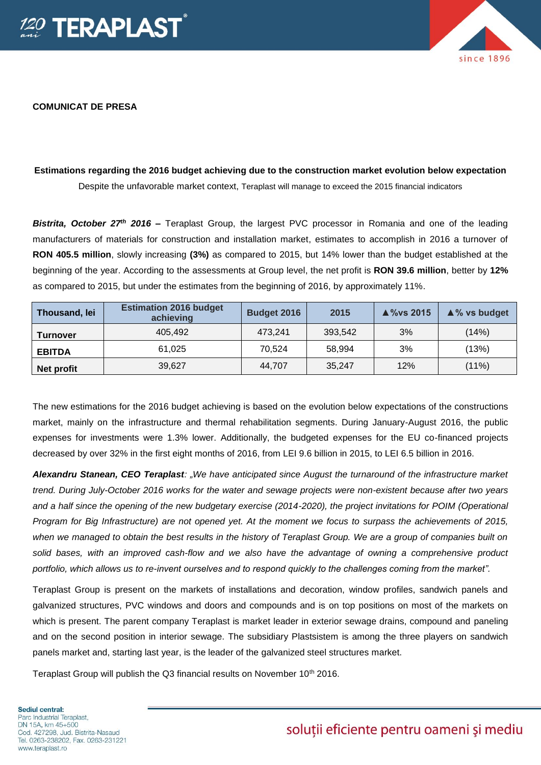**COMUNICAT DE PRESA**

**Estimations regarding the 2016 budget achieving due to the construction market evolution below expectation**

Despite the unfavorable market context, Teraplast will manage to exceed the 2015 financial indicators

***Bistrita, October 27th 2016 –*** Teraplast Group, the largest PVC processor in Romania and one of the leading manufacturers of materials for construction and installation market, estimates to accomplish in 2016 a turnover of **RON 405.5 million**, slowly increasing **(3%)** as compared to 2015, but 14% lower than the budget established at the beginning of the year. According to the assessments at Group level, the net profit is **RON 39.6 million**, better by **12%** as compared to 2015, but under the estimates from the beginning of 2016, by approximately 11%.

| Thousand, lei | Estimation 2016 budget achieving | Budget 2016 | 2015 | ▲%vs 2015 | ▲% vs budget |
|---|---|---|---|---|---|
| **Turnover** | 405,492 | 473,241 | 393,542 | 3% | (14%) |
| **EBITDA** | 61,025 | 70,524 | 58,994 | 3% | (13%) |
| **Net profit** | 39,627 | 44,707 | 35,247 | 12% | (11%) |

The new estimations for the 2016 budget achieving is based on the evolution below expectations of the constructions market, mainly on the infrastructure and thermal rehabilitation segments. During January-August 2016, the public expenses for investments were 1.3% lower. Additionally, the budgeted expenses for the EU co-financed projects decreased by over 32% in the first eight months of 2016, from LEI 9.6 billion in 2015, to LEI 6.5 billion in 2016.

***Alexandru Stanean, CEO Teraplast****: „We have anticipated since August the turnaround of the infrastructure market trend. During July-October 2016 works for the water and sewage projects were non-existent because after two years and a half since the opening of the new budgetary exercise (2014-2020), the project invitations for POIM (Operational Program for Big Infrastructure) are not opened yet. At the moment we focus to surpass the achievements of 2015, when we managed to obtain the best results in the history of Teraplast Group. We are a group of companies built on solid bases, with an improved cash-flow and we also have the advantage of owning a comprehensive product portfolio, which allows us to re-invent ourselves and to respond quickly to the challenges coming from the market".*

Teraplast Group is present on the markets of installations and decoration, window profiles, sandwich panels and galvanized structures, PVC windows and doors and compounds and is on top positions on most of the markets on which is present. The parent company Teraplast is market leader in exterior sewage drains, compound and paneling and on the second position in interior sewage. The subsidiary Plastsistem is among the three players on sandwich panels market and, starting last year, is the leader of the galvanized steel structures market.

Teraplast Group will publish the Q3 financial results on November 10th 2016.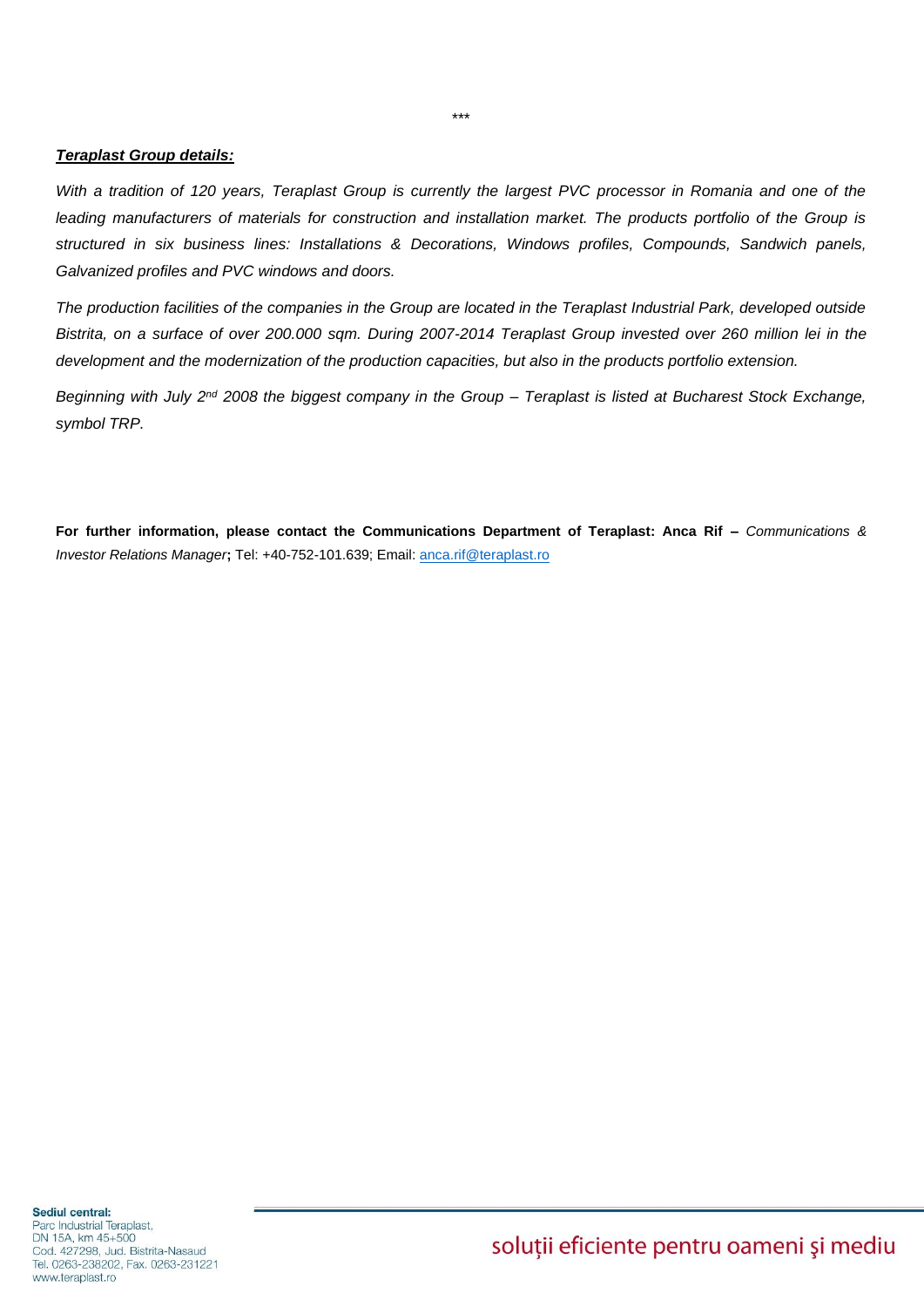\*\*\*

***Teraplast Group details:***

*With a tradition of 120 years, Teraplast Group is currently the largest PVC processor in Romania and one of the leading manufacturers of materials for construction and installation market. The products portfolio of the Group is structured in six business lines: Installations & Decorations, Windows profiles, Compounds, Sandwich panels, Galvanized profiles and PVC windows and doors.*

*The production facilities of the companies in the Group are located in the Teraplast Industrial Park, developed outside Bistrita, on a surface of over 200.000 sqm. During 2007-2014 Teraplast Group invested over 260 million lei in the development and the modernization of the production capacities, but also in the products portfolio extension.*

*Beginning with July 2nd 2008 the biggest company in the Group – Teraplast is listed at Bucharest Stock Exchange, symbol TRP.*

**For further information, please contact the Communications Department of Teraplast: Anca Rif –** *Communications & Investor Relations Manager***;** Tel: +40-752-101.639; Email: anca.rif@teraplast.ro

**Sediul central:**
Parc Industrial Teraplast,
DN 15A, km 45+500
Cod. 427298, Jud. Bistrita-Nasaud
Tel. 0263-238202, Fax. 0263-231221
www.teraplast.ro

soluţii eficiente pentru oameni şi mediu